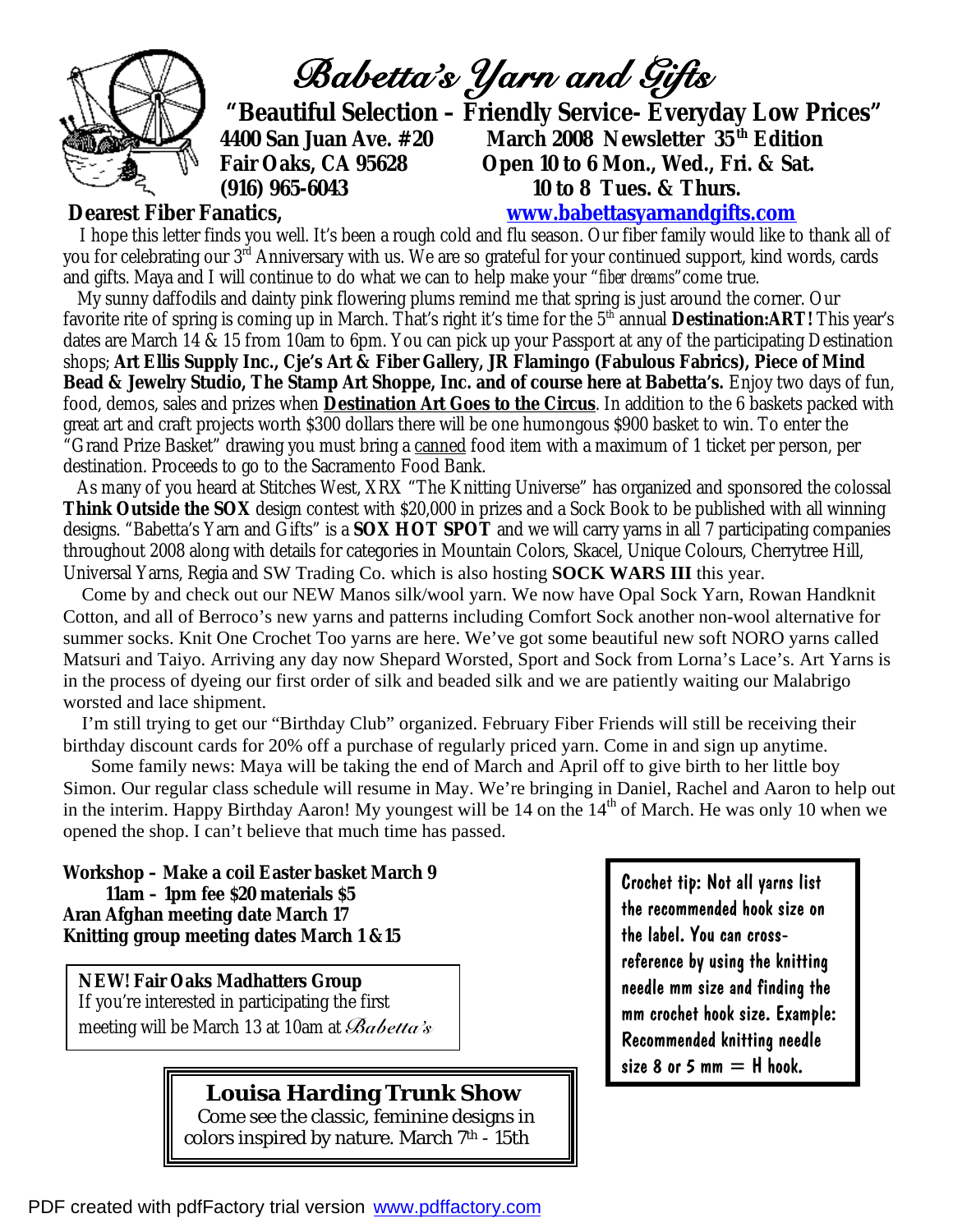# Babetta's Yarn and Gifts

**"Beautiful Selection – Friendly Service- Everyday Low Prices"**

**4400 San Juan Ave. #20**
**Fair Oaks, CA 95628**
**(916) 965-6043**

**March 2008 Newsletter 35th Edition**
**Open 10 to 6 Mon., Wed., Fri. & Sat.**
**10 to 8 Tues. & Thurs.**
**[www.babettasyarnandgifts.com](http://www.babettasyarnandgifts.com)**

**Dearest Fiber Fanatics,**

I hope this letter finds you well. It's been a rough cold and flu season. Our fiber family would like to thank all of you for celebrating our 3rd Anniversary with us. We are so grateful for your continued support, kind words, cards and gifts. Maya and I will continue to do what we can to help make your "*fiber dreams*" come true.

My sunny daffodils and dainty pink flowering plums remind me that spring is just around the corner. Our favorite rite of spring is coming up in March. That's right it's time for the 5th annual **Destination:ART!** This year's dates are March 14 & 15 from 10am to 6pm. You can pick up your Passport at any of the participating Destination shops; **Art Ellis Supply Inc., Cje's Art & Fiber Gallery, JR Flamingo (Fabulous Fabrics), Piece of Mind Bead & Jewelry Studio, The Stamp Art Shoppe, Inc. and of course here at Babetta's.** Enjoy two days of fun, food, demos, sales and prizes when **Destination Art Goes to the Circus**. In addition to the 6 baskets packed with great art and craft projects worth $300 dollars there will be one humongous $900 basket to win. To enter the "Grand Prize Basket" drawing you must bring a canned food item with a maximum of 1 ticket per person, per destination. Proceeds to go to the Sacramento Food Bank.

As many of you heard at Stitches West, XRX "The Knitting Universe" has organized and sponsored the colossal **Think Outside the SOX** design contest with $20,000 in prizes and a Sock Book to be published with all winning designs. "Babetta's Yarn and Gifts" is a **SOX HOT SPOT** and we will carry yarns in all 7 participating companies throughout 2008 along with details for categories in Mountain Colors, Skacel, Unique Colours, Cherrytree Hill, Universal Yarns, Regia and SW Trading Co. which is also hosting **SOCK WARS III** this year.

Come by and check out our NEW Manos silk/wool yarn. We now have Opal Sock Yarn, Rowan Handknit Cotton, and all of Berroco's new yarns and patterns including Comfort Sock another non-wool alternative for summer socks. Knit One Crochet Too yarns are here. We've got some beautiful new soft NORO yarns called Matsuri and Taiyo. Arriving any day now Shepard Worsted, Sport and Sock from Lorna's Lace's. Art Yarns is in the process of dyeing our first order of silk and beaded silk and we are patiently waiting our Malabrigo worsted and lace shipment.

I'm still trying to get our "Birthday Club" organized. February Fiber Friends will still be receiving their birthday discount cards for 20% off a purchase of regularly priced yarn. Come in and sign up anytime.

Some family news: Maya will be taking the end of March and April off to give birth to her little boy Simon. Our regular class schedule will resume in May. We're bringing in Daniel, Rachel and Aaron to help out in the interim. Happy Birthday Aaron! My youngest will be 14 on the 14th of March. He was only 10 when we opened the shop. I can't believe that much time has passed.

**Workshop – Make a coil Easter basket March 9**
**11am – 1pm fee $20 materials $5**
**Aran Afghan meeting date March 17**
**Knitting group meeting dates March 1 & 15**

**NEW! Fair Oaks Madhatters Group**
If you're interested in participating the first meeting will be March 13 at 10am at *Babetta's*

Crochet tip: Not all yarns list the recommended hook size on the label. You can cross-reference by using the knitting needle mm size and finding the mm crochet hook size. Example: Recommended knitting needle size 8 or 5 mm = H hook.

**Louisa Harding Trunk Show**
Come see the classic, feminine designs in colors inspired by nature. March 7th - 15th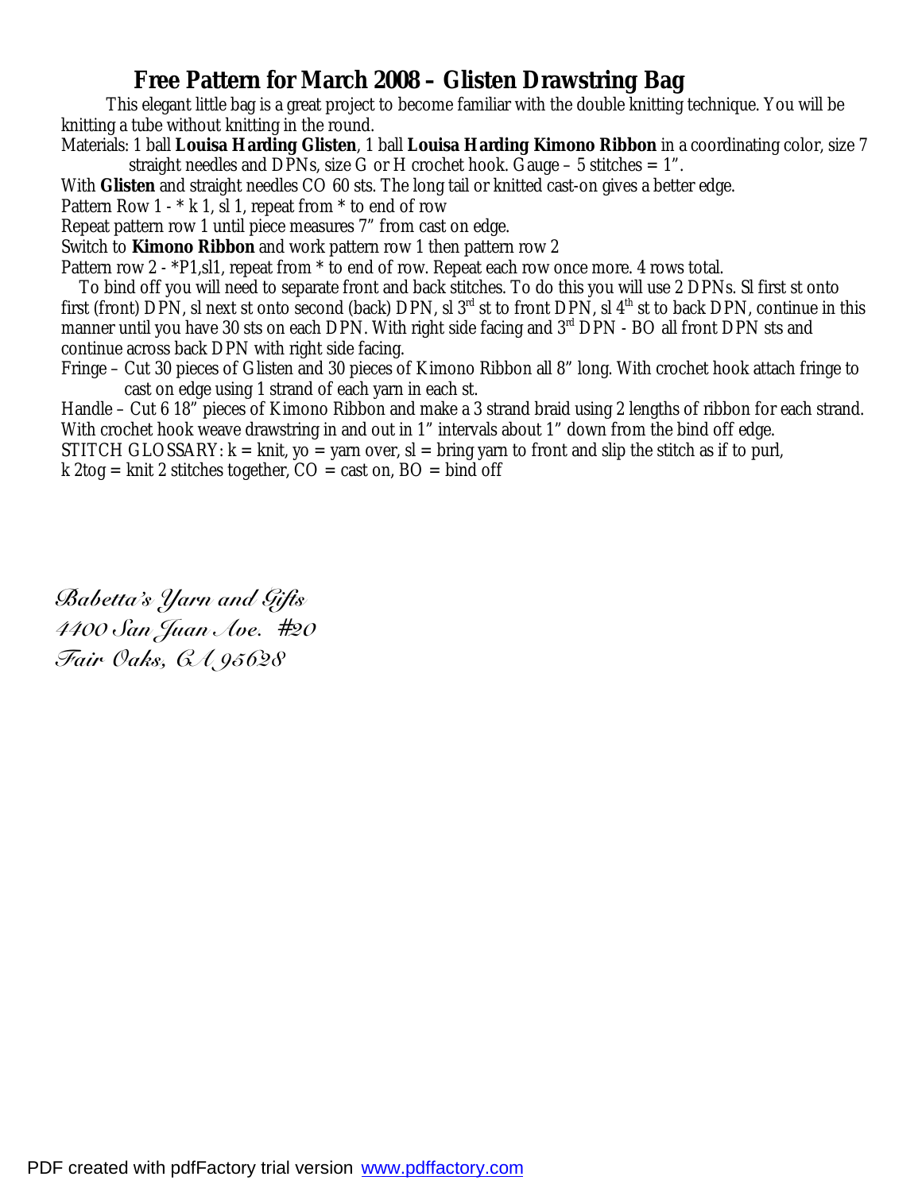# Free Pattern for March 2008 – Glisten Drawstring Bag

This elegant little bag is a great project to become familiar with the double knitting technique. You will be knitting a tube without knitting in the round.

Materials: 1 ball **Louisa Harding Glisten**, 1 ball **Louisa Harding Kimono Ribbon** in a coordinating color, size 7 straight needles and DPNs, size G or H crochet hook. Gauge – 5 stitches = 1".

With **Glisten** and straight needles CO 60 sts. The long tail or knitted cast-on gives a better edge.

Pattern Row 1 - * k 1, sl 1, repeat from * to end of row

Repeat pattern row 1 until piece measures 7" from cast on edge.

Switch to **Kimono Ribbon** and work pattern row 1 then pattern row 2

Pattern row 2 - *P1,sl1, repeat from * to end of row. Repeat each row once more. 4 rows total.

To bind off you will need to separate front and back stitches. To do this you will use 2 DPNs. Sl first st onto first (front) DPN, sl next st onto second (back) DPN, sl 3rd st to front DPN, sl 4th st to back DPN, continue in this manner until you have 30 sts on each DPN. With right side facing and 3rd DPN - BO all front DPN sts and continue across back DPN with right side facing.

Fringe – Cut 30 pieces of Glisten and 30 pieces of Kimono Ribbon all 8" long. With crochet hook attach fringe to cast on edge using 1 strand of each yarn in each st.

Handle – Cut 6 18" pieces of Kimono Ribbon and make a 3 strand braid using 2 lengths of ribbon for each strand. With crochet hook weave drawstring in and out in 1" intervals about 1" down from the bind off edge.

STITCH GLOSSARY: k = knit, yo = yarn over, sl = bring yarn to front and slip the stitch as if to purl, k 2tog = knit 2 stitches together, CO = cast on, BO = bind off

*Babetta's Yarn and Gifts*
*4400 San Juan Ave. #20*
*Fair Oaks, CA 95628*